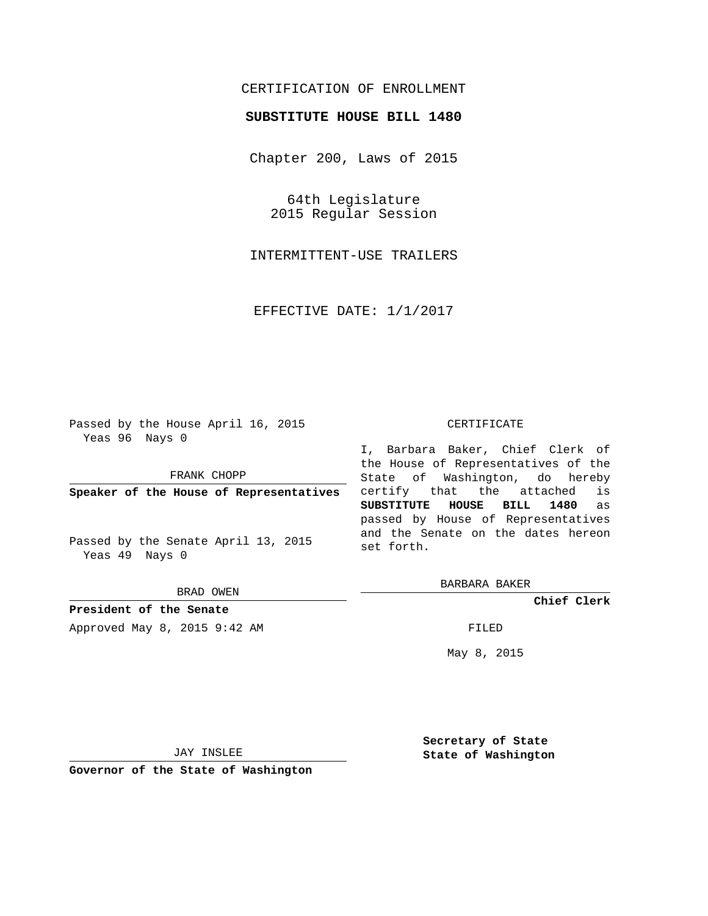CERTIFICATION OF ENROLLMENT

**SUBSTITUTE HOUSE BILL 1480**

Chapter 200, Laws of 2015

64th Legislature
2015 Regular Session

INTERMITTENT-USE TRAILERS

EFFECTIVE DATE: 1/1/2017

Passed by the House April 16, 2015
Yeas 96 Nays 0

FRANK CHOPP

**Speaker of the House of Representatives**

Passed by the Senate April 13, 2015
Yeas 49 Nays 0

BRAD OWEN

**President of the Senate**

Approved May 8, 2015 9:42 AM

JAY INSLEE

**Governor of the State of Washington**

CERTIFICATE

I, Barbara Baker, Chief Clerk of the House of Representatives of the State of Washington, do hereby certify that the attached is **SUBSTITUTE HOUSE BILL 1480** as passed by House of Representatives and the Senate on the dates hereon set forth.

BARBARA BAKER

**Chief Clerk**

FILED

May 8, 2015

**Secretary of State**
**State of Washington**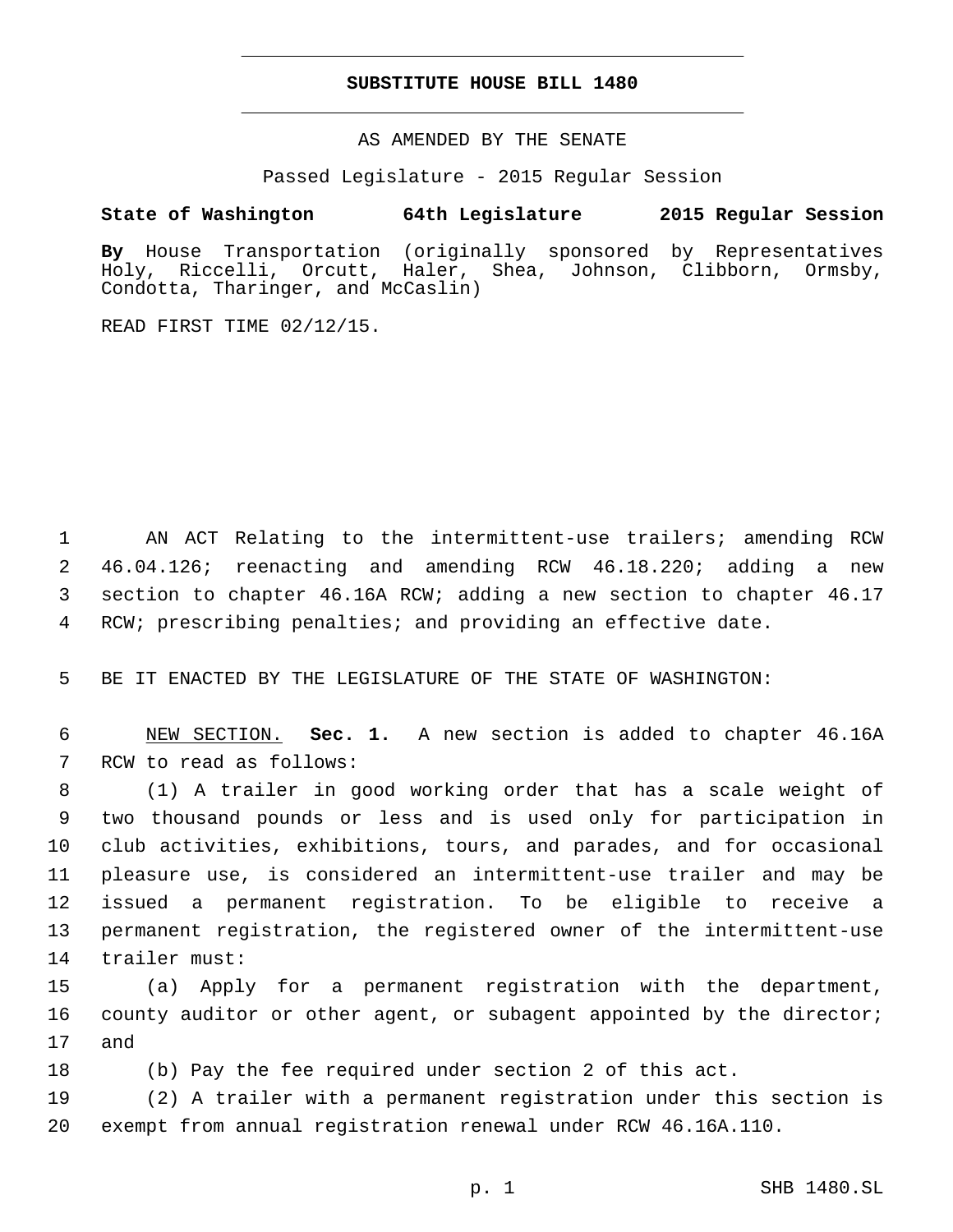**SUBSTITUTE HOUSE BILL 1480**

AS AMENDED BY THE SENATE

Passed Legislature - 2015 Regular Session

**State of Washington 64th Legislature 2015 Regular Session**

**By** House Transportation (originally sponsored by Representatives Holy, Riccelli, Orcutt, Haler, Shea, Johnson, Clibborn, Ormsby, Condotta, Tharinger, and McCaslin)

READ FIRST TIME 02/12/15.

AN ACT Relating to the intermittent-use trailers; amending RCW 46.04.126; reenacting and amending RCW 46.18.220; adding a new section to chapter 46.16A RCW; adding a new section to chapter 46.17 RCW; prescribing penalties; and providing an effective date.

BE IT ENACTED BY THE LEGISLATURE OF THE STATE OF WASHINGTON:

NEW SECTION. **Sec. 1.** A new section is added to chapter 46.16A RCW to read as follows:

(1) A trailer in good working order that has a scale weight of two thousand pounds or less and is used only for participation in club activities, exhibitions, tours, and parades, and for occasional pleasure use, is considered an intermittent-use trailer and may be issued a permanent registration. To be eligible to receive a permanent registration, the registered owner of the intermittent-use trailer must:

(a) Apply for a permanent registration with the department, county auditor or other agent, or subagent appointed by the director; and

(b) Pay the fee required under section 2 of this act.

(2) A trailer with a permanent registration under this section is exempt from annual registration renewal under RCW 46.16A.110.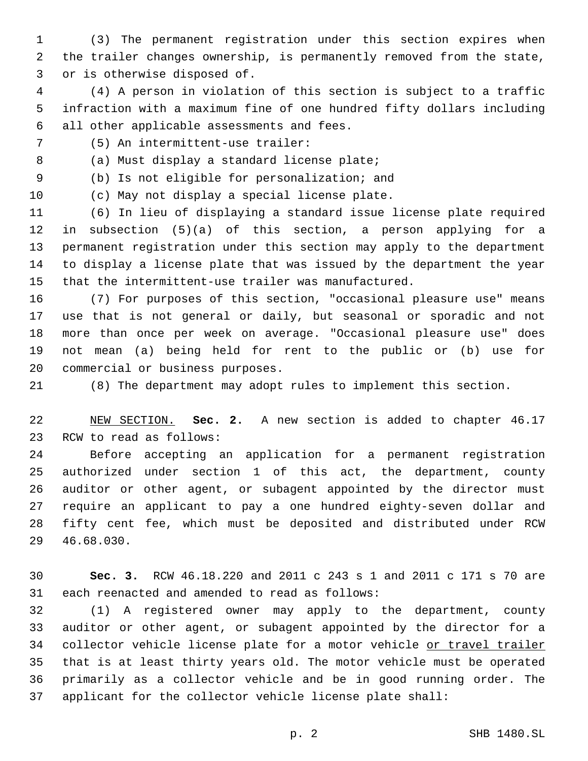(3) The permanent registration under this section expires when the trailer changes ownership, is permanently removed from the state, or is otherwise disposed of.

(4) A person in violation of this section is subject to a traffic infraction with a maximum fine of one hundred fifty dollars including all other applicable assessments and fees.

(5) An intermittent-use trailer:

(a) Must display a standard license plate;

(b) Is not eligible for personalization; and

(c) May not display a special license plate.

(6) In lieu of displaying a standard issue license plate required in subsection (5)(a) of this section, a person applying for a permanent registration under this section may apply to the department to display a license plate that was issued by the department the year that the intermittent-use trailer was manufactured.

(7) For purposes of this section, "occasional pleasure use" means use that is not general or daily, but seasonal or sporadic and not more than once per week on average. "Occasional pleasure use" does not mean (a) being held for rent to the public or (b) use for commercial or business purposes.

(8) The department may adopt rules to implement this section.

NEW SECTION. **Sec. 2.** A new section is added to chapter 46.17 RCW to read as follows:

Before accepting an application for a permanent registration authorized under section 1 of this act, the department, county auditor or other agent, or subagent appointed by the director must require an applicant to pay a one hundred eighty-seven dollar and fifty cent fee, which must be deposited and distributed under RCW 46.68.030.

**Sec. 3.** RCW 46.18.220 and 2011 c 243 s 1 and 2011 c 171 s 70 are each reenacted and amended to read as follows:

(1) A registered owner may apply to the department, county auditor or other agent, or subagent appointed by the director for a collector vehicle license plate for a motor vehicle or travel trailer that is at least thirty years old. The motor vehicle must be operated primarily as a collector vehicle and be in good running order. The applicant for the collector vehicle license plate shall: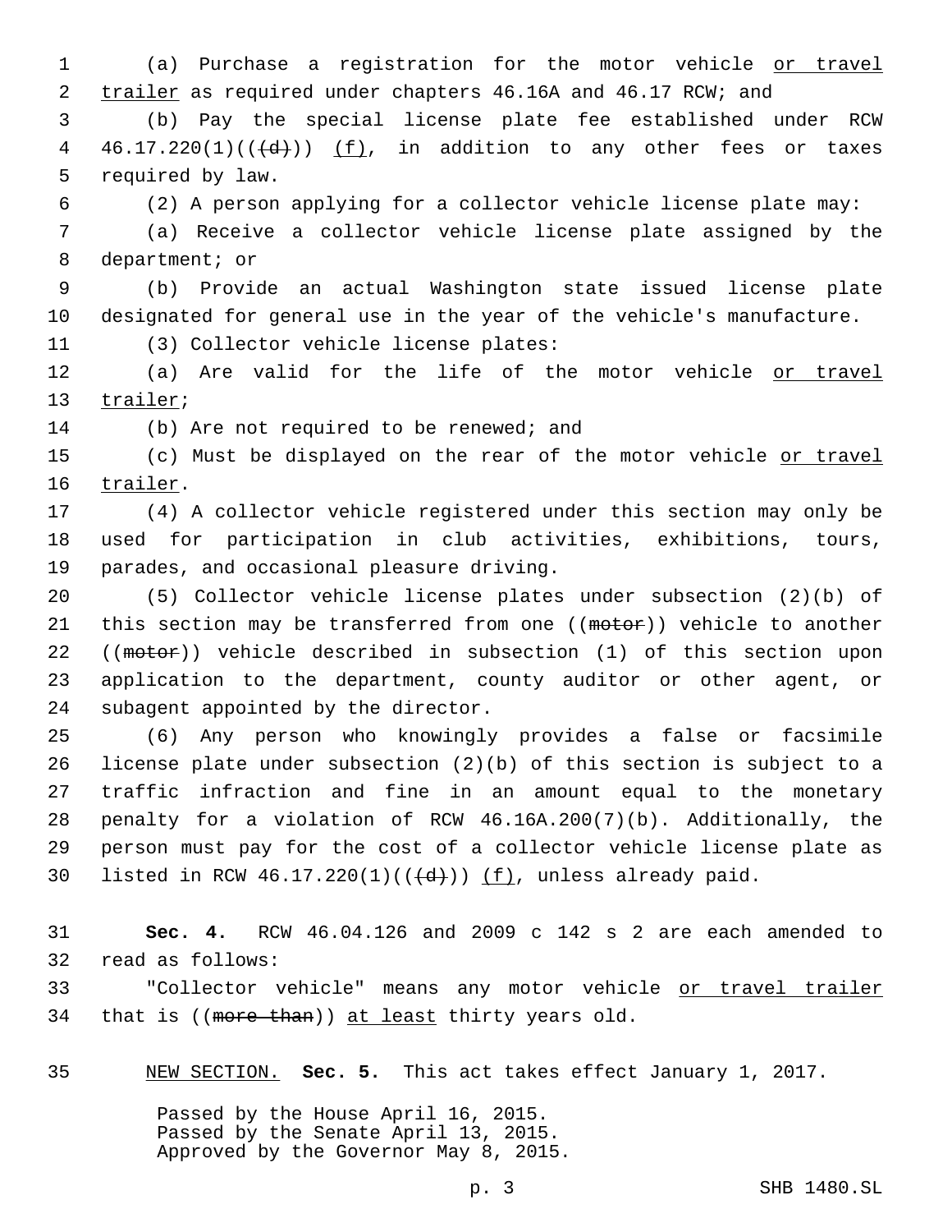(a) Purchase a registration for the motor vehicle or travel trailer as required under chapters 46.16A and 46.17 RCW; and

(b) Pay the special license plate fee established under RCW 46.17.220(1)((~~(d)~~)) (f), in addition to any other fees or taxes required by law.

(2) A person applying for a collector vehicle license plate may:

(a) Receive a collector vehicle license plate assigned by the department; or

(b) Provide an actual Washington state issued license plate designated for general use in the year of the vehicle's manufacture.

(3) Collector vehicle license plates:

(a) Are valid for the life of the motor vehicle or travel trailer;

(b) Are not required to be renewed; and

(c) Must be displayed on the rear of the motor vehicle or travel trailer.

(4) A collector vehicle registered under this section may only be used for participation in club activities, exhibitions, tours, parades, and occasional pleasure driving.

(5) Collector vehicle license plates under subsection (2)(b) of this section may be transferred from one ((~~motor~~)) vehicle to another ((~~motor~~)) vehicle described in subsection (1) of this section upon application to the department, county auditor or other agent, or subagent appointed by the director.

(6) Any person who knowingly provides a false or facsimile license plate under subsection (2)(b) of this section is subject to a traffic infraction and fine in an amount equal to the monetary penalty for a violation of RCW 46.16A.200(7)(b). Additionally, the person must pay for the cost of a collector vehicle license plate as listed in RCW 46.17.220(1)((~~(d)~~)) (f), unless already paid.

**Sec. 4.** RCW 46.04.126 and 2009 c 142 s 2 are each amended to read as follows:

"Collector vehicle" means any motor vehicle or travel trailer that is ((~~more than~~)) at least thirty years old.

NEW SECTION. **Sec. 5.** This act takes effect January 1, 2017.

Passed by the House April 16, 2015.
Passed by the Senate April 13, 2015.
Approved by the Governor May 8, 2015.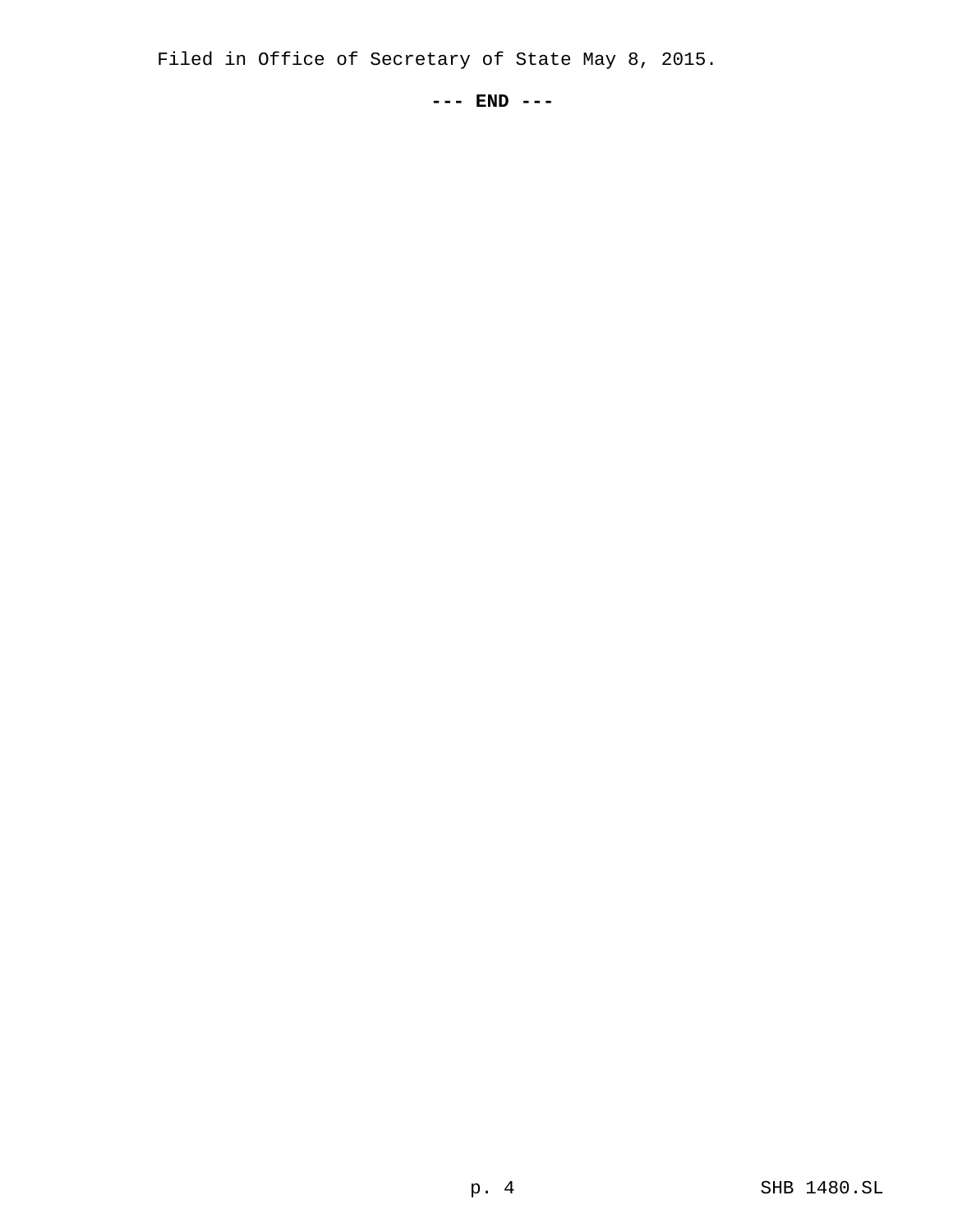Filed in Office of Secretary of State May 8, 2015.

**--- END ---**